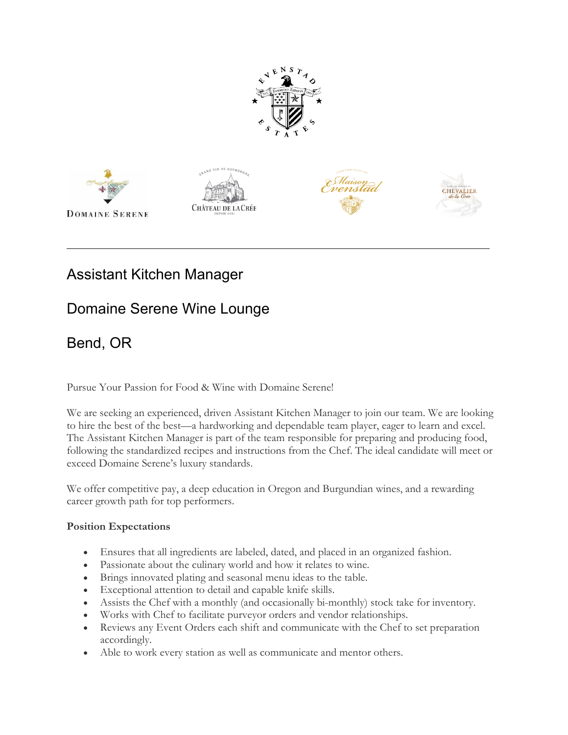# Assistant Kitchen Manager

# Domaine Serene Wine Lounge

# Bend, OR

Pursue Your Passion for Food & Wine with Domaine Serene!

We are seeking an experienced, driven Assistant Kitchen Manager to join our team. We are looking to hire the best of the best—a hardworking and dependable team player, eager to learn and excel. The Assistant Kitchen Manager is part of the team responsible for preparing and producing food, following the standardized recipes and instructions from the Chef. The ideal candidate will meet or exceed Domaine Serene's luxury standards.

We offer competitive pay, a deep education in Oregon and Burgundian wines, and a rewarding career growth path for top performers.

**Position Expectations**

- Ensures that all ingredients are labeled, dated, and placed in an organized fashion.
- Passionate about the culinary world and how it relates to wine.
- Brings innovated plating and seasonal menu ideas to the table.
- Exceptional attention to detail and capable knife skills.
- Assists the Chef with a monthly (and occasionally bi-monthly) stock take for inventory.
- Works with Chef to facilitate purveyor orders and vendor relationships.
- Reviews any Event Orders each shift and communicate with the Chef to set preparation accordingly.
- Able to work every station as well as communicate and mentor others.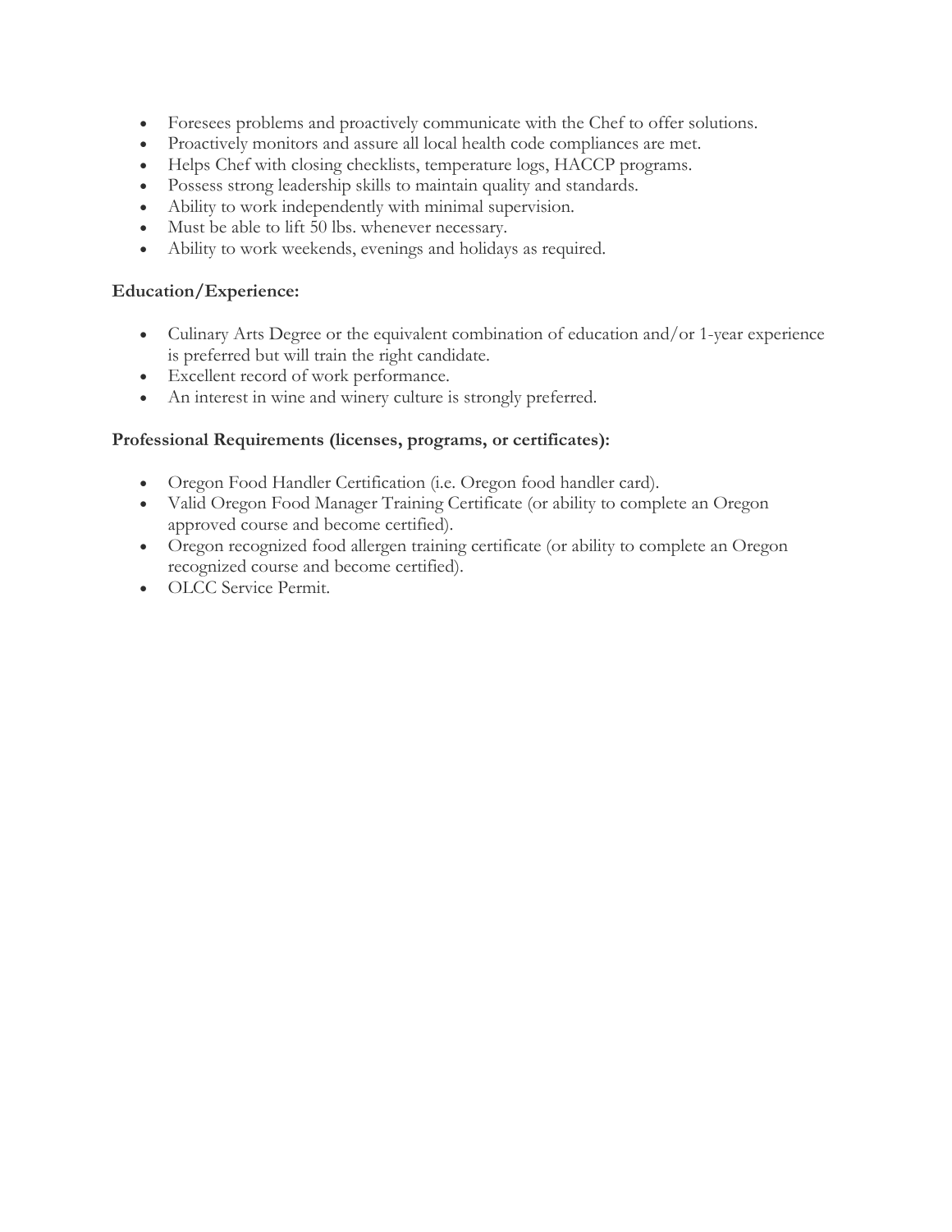- Foresees problems and proactively communicate with the Chef to offer solutions.
- Proactively monitors and assure all local health code compliances are met.
- Helps Chef with closing checklists, temperature logs, HACCP programs.
- Possess strong leadership skills to maintain quality and standards.
- Ability to work independently with minimal supervision.
- Must be able to lift 50 lbs. whenever necessary.
- Ability to work weekends, evenings and holidays as required.

**Education/Experience:**

- Culinary Arts Degree or the equivalent combination of education and/or 1-year experience is preferred but will train the right candidate.
- Excellent record of work performance.
- An interest in wine and winery culture is strongly preferred.

**Professional Requirements (licenses, programs, or certificates):**

- Oregon Food Handler Certification (i.e. Oregon food handler card).
- Valid Oregon Food Manager Training Certificate (or ability to complete an Oregon approved course and become certified).
- Oregon recognized food allergen training certificate (or ability to complete an Oregon recognized course and become certified).
- OLCC Service Permit.